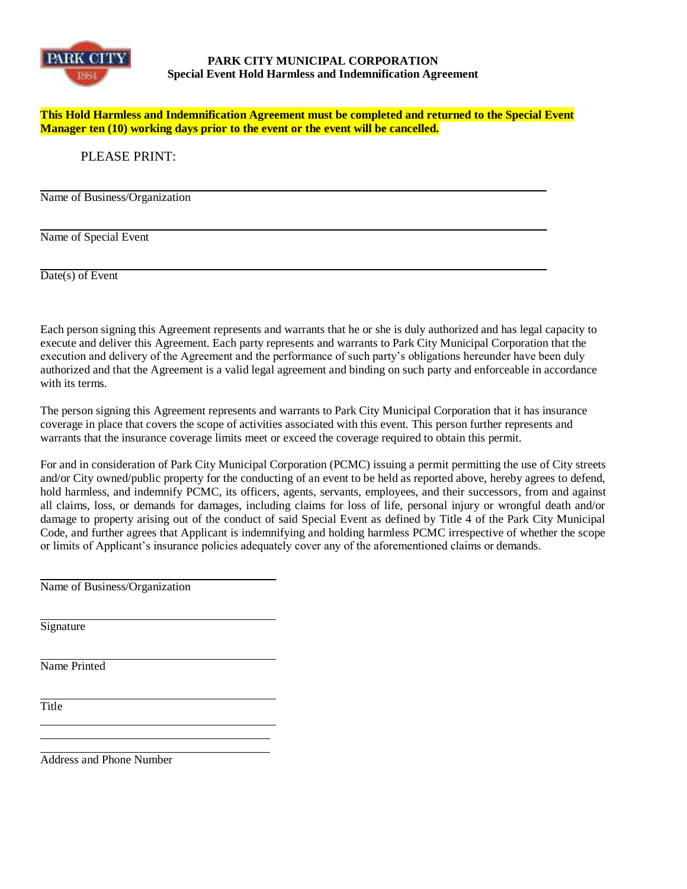**PARK CITY MUNICIPAL CORPORATION**
**Special Event Hold Harmless and Indemnification Agreement**

**This Hold Harmless and Indemnification Agreement must be completed and returned to the Special Event Manager ten (10) working days prior to the event or the event will be cancelled.**

PLEASE PRINT:

\_\_\_\_\_\_\_\_\_\_\_\_\_\_\_\_\_\_\_\_\_\_\_\_\_\_\_\_\_\_\_\_\_\_\_\_\_\_\_\_\_\_\_\_\_\_\_\_\_\_\_\_\_\_\_\_\_\_\_\_
Name of Business/Organization

\_\_\_\_\_\_\_\_\_\_\_\_\_\_\_\_\_\_\_\_\_\_\_\_\_\_\_\_\_\_\_\_\_\_\_\_\_\_\_\_\_\_\_\_\_\_\_\_\_\_\_\_\_\_\_\_\_\_\_\_
Name of Special Event

\_\_\_\_\_\_\_\_\_\_\_\_\_\_\_\_\_\_\_\_\_\_\_\_\_\_\_\_\_\_\_\_\_\_\_\_\_\_\_\_\_\_\_\_\_\_\_\_\_\_\_\_\_\_\_\_\_\_\_\_
Date(s) of Event

Each person signing this Agreement represents and warrants that he or she is duly authorized and has legal capacity to execute and deliver this Agreement. Each party represents and warrants to Park City Municipal Corporation that the execution and delivery of the Agreement and the performance of such party's obligations hereunder have been duly authorized and that the Agreement is a valid legal agreement and binding on such party and enforceable in accordance with its terms.

The person signing this Agreement represents and warrants to Park City Municipal Corporation that it has insurance coverage in place that covers the scope of activities associated with this event. This person further represents and warrants that the insurance coverage limits meet or exceed the coverage required to obtain this permit.

For and in consideration of Park City Municipal Corporation (PCMC) issuing a permit permitting the use of City streets and/or City owned/public property for the conducting of an event to be held as reported above, hereby agrees to defend, hold harmless, and indemnify PCMC, its officers, agents, servants, employees, and their successors, from and against all claims, loss, or demands for damages, including claims for loss of life, personal injury or wrongful death and/or damage to property arising out of the conduct of said Special Event as defined by Title 4 of the Park City Municipal Code, and further agrees that Applicant is indemnifying and holding harmless PCMC irrespective of whether the scope or limits of Applicant's insurance policies adequately cover any of the aforementioned claims or demands.

\_\_\_\_\_\_\_\_\_\_\_\_\_\_\_\_\_\_\_\_\_\_\_\_\_\_\_\_\_\_\_\_\_\_
Name of Business/Organization

\_\_\_\_\_\_\_\_\_\_\_\_\_\_\_\_\_\_\_\_\_\_\_\_\_\_\_\_\_\_\_\_\_\_
Signature

\_\_\_\_\_\_\_\_\_\_\_\_\_\_\_\_\_\_\_\_\_\_\_\_\_\_\_\_\_\_\_\_\_\_
Name Printed

\_\_\_\_\_\_\_\_\_\_\_\_\_\_\_\_\_\_\_\_\_\_\_\_\_\_\_\_\_\_\_\_\_\_
Title

\_\_\_\_\_\_\_\_\_\_\_\_\_\_\_\_\_\_\_\_\_\_\_\_\_\_\_\_\_\_\_\_\_\_

\_\_\_\_\_\_\_\_\_\_\_\_\_\_\_\_\_\_\_\_\_\_\_\_\_\_\_\_\_\_\_\_\_\_

\_\_\_\_\_\_\_\_\_\_\_\_\_\_\_\_\_\_\_\_\_\_\_\_\_\_\_\_\_\_\_\_\_\_
Address and Phone Number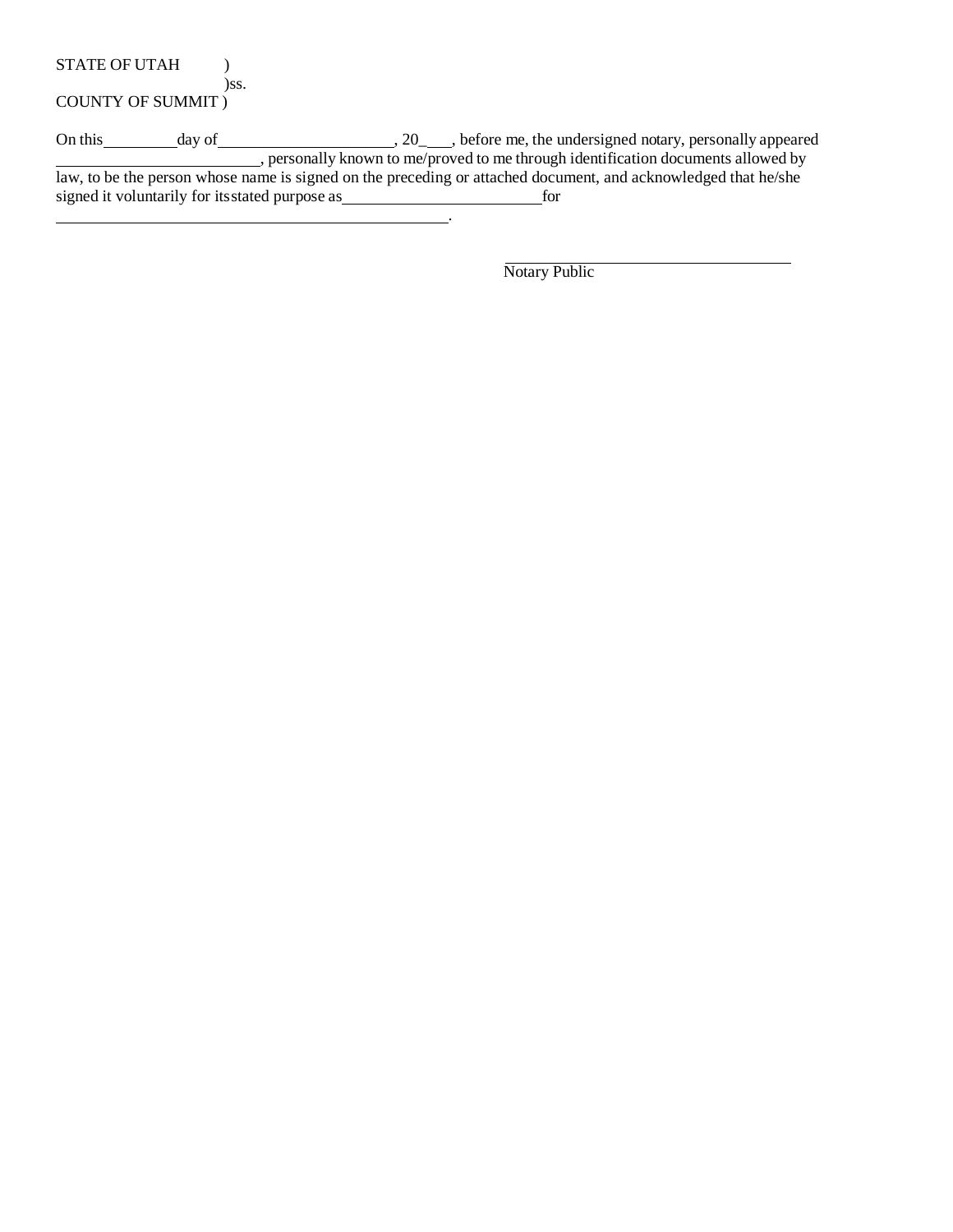STATE OF UTAH )  
)ss.  
COUNTY OF SUMMIT )

On this __________ day of ______________________, 20___, before me, the undersigned notary, personally appeared ___________________________, personally known to me/proved to me through identification documents allowed by law, to be the person whose name is signed on the preceding or attached document, and acknowledged that he/she signed it voluntarily for its stated purpose as __________________________ for ___________________________________________________.

_____________________________________  
Notary Public